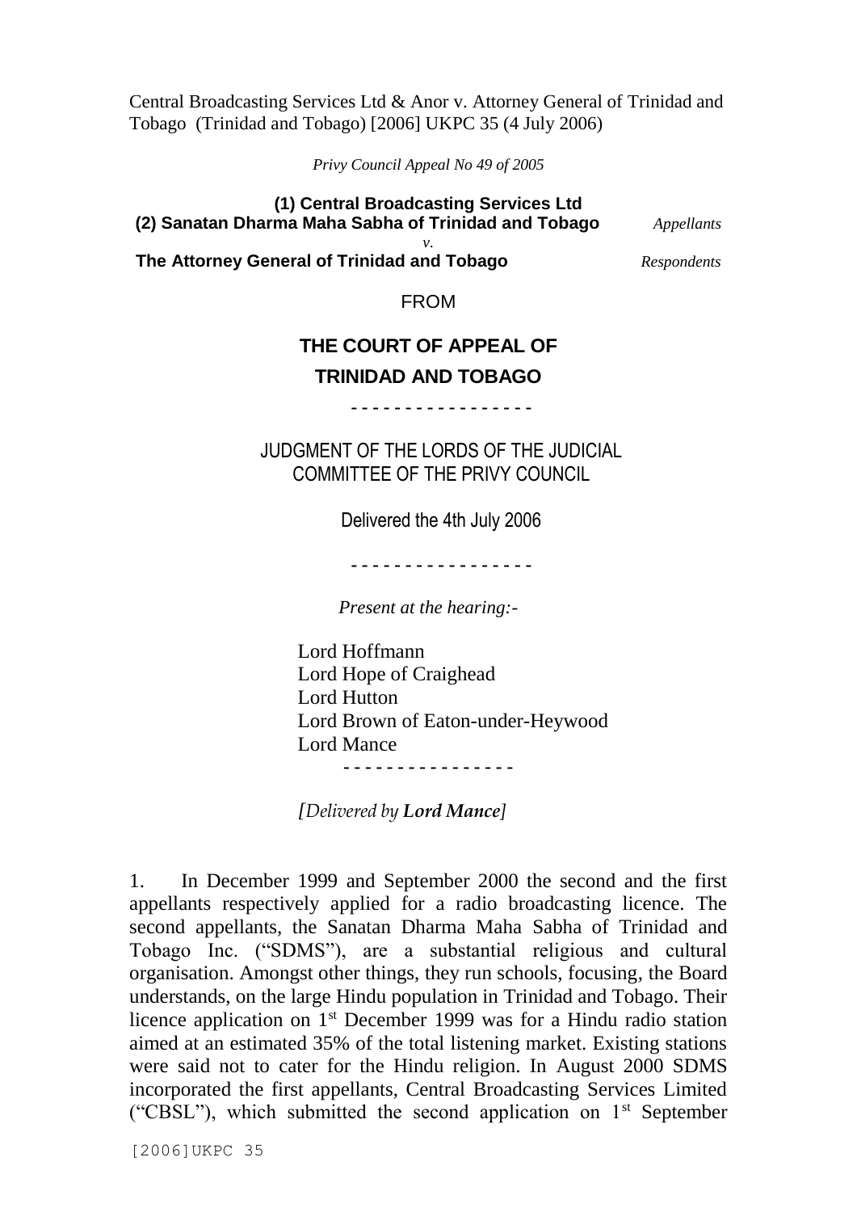Central Broadcasting Services Ltd & Anor v. Attorney General of Trinidad and Tobago (Trinidad and Tobago) [2006] UKPC 35 (4 July 2006)

*Privy Council Appeal No 49 of 2005*

**(1) Central Broadcasting Services Ltd**
**(2) Sanatan Dharma Maha Sabha of Trinidad and Tobago** *Appellants*

*v.*

**The Attorney General of Trinidad and Tobago** *Respondents*

FROM

**THE COURT OF APPEAL OF**
**TRINIDAD AND TOBAGO**

- - - - - - - - - - - - - - - - -

JUDGMENT OF THE LORDS OF THE JUDICIAL COMMITTEE OF THE PRIVY COUNCIL

Delivered the 4th July 2006

- - - - - - - - - - - - - - - - -

*Present at the hearing:-*

Lord Hoffmann
Lord Hope of Craighead
Lord Hutton
Lord Brown of Eaton-under-Heywood
Lord Mance

- - - - - - - - - - - - - - - -

*[Delivered by **Lord Mance**]*

1. In December 1999 and September 2000 the second and the first appellants respectively applied for a radio broadcasting licence. The second appellants, the Sanatan Dharma Maha Sabha of Trinidad and Tobago Inc. ("SDMS"), are a substantial religious and cultural organisation. Amongst other things, they run schools, focusing, the Board understands, on the large Hindu population in Trinidad and Tobago. Their licence application on 1st December 1999 was for a Hindu radio station aimed at an estimated 35% of the total listening market. Existing stations were said not to cater for the Hindu religion. In August 2000 SDMS incorporated the first appellants, Central Broadcasting Services Limited ("CBSL"), which submitted the second application on 1st September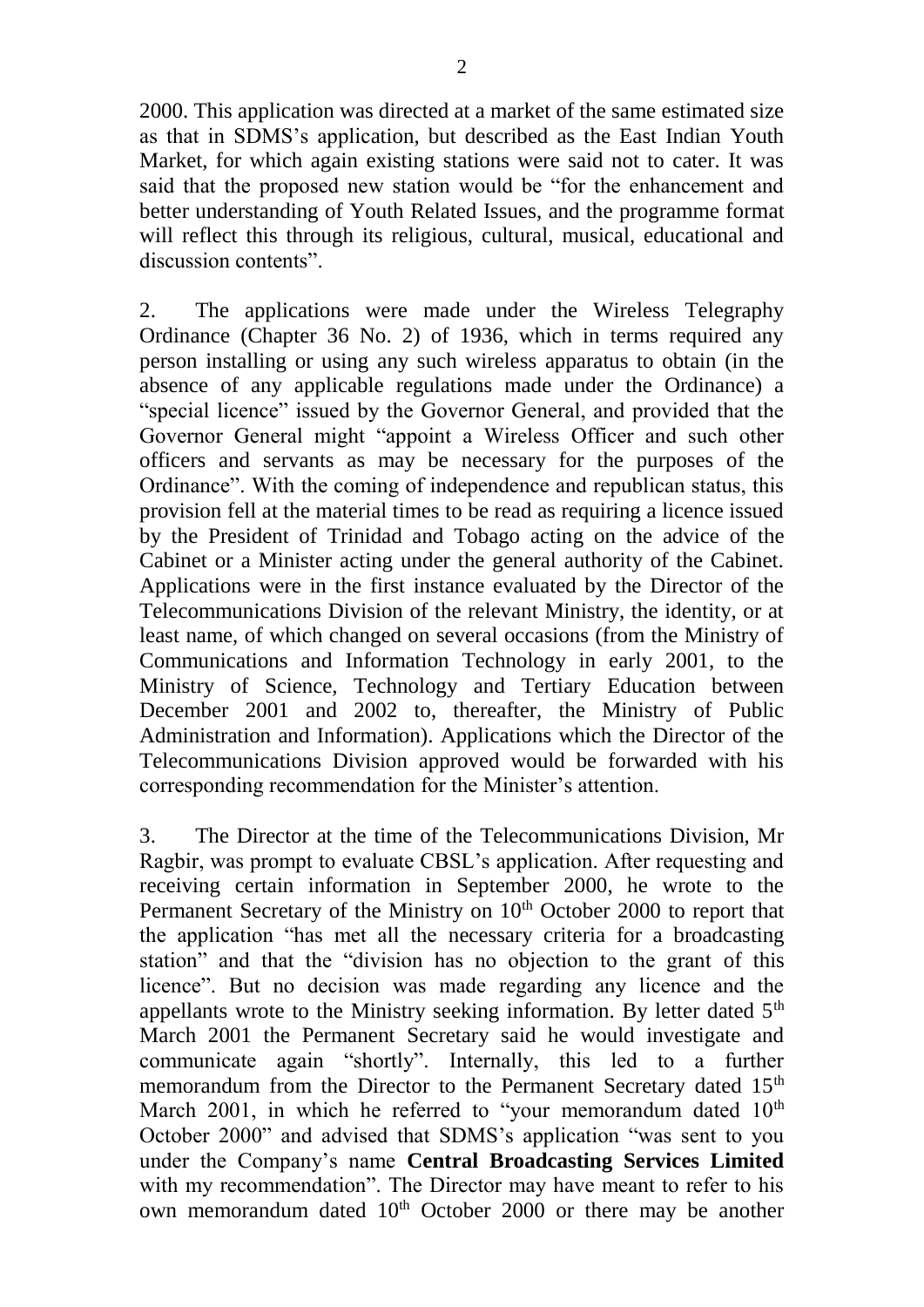2000. This application was directed at a market of the same estimated size as that in SDMS's application, but described as the East Indian Youth Market, for which again existing stations were said not to cater. It was said that the proposed new station would be "for the enhancement and better understanding of Youth Related Issues, and the programme format will reflect this through its religious, cultural, musical, educational and discussion contents".

2. The applications were made under the Wireless Telegraphy Ordinance (Chapter 36 No. 2) of 1936, which in terms required any person installing or using any such wireless apparatus to obtain (in the absence of any applicable regulations made under the Ordinance) a "special licence" issued by the Governor General, and provided that the Governor General might "appoint a Wireless Officer and such other officers and servants as may be necessary for the purposes of the Ordinance". With the coming of independence and republican status, this provision fell at the material times to be read as requiring a licence issued by the President of Trinidad and Tobago acting on the advice of the Cabinet or a Minister acting under the general authority of the Cabinet. Applications were in the first instance evaluated by the Director of the Telecommunications Division of the relevant Ministry, the identity, or at least name, of which changed on several occasions (from the Ministry of Communications and Information Technology in early 2001, to the Ministry of Science, Technology and Tertiary Education between December 2001 and 2002 to, thereafter, the Ministry of Public Administration and Information). Applications which the Director of the Telecommunications Division approved would be forwarded with his corresponding recommendation for the Minister's attention.

3. The Director at the time of the Telecommunications Division, Mr Ragbir, was prompt to evaluate CBSL's application. After requesting and receiving certain information in September 2000, he wrote to the Permanent Secretary of the Ministry on 10th October 2000 to report that the application "has met all the necessary criteria for a broadcasting station" and that the "division has no objection to the grant of this licence". But no decision was made regarding any licence and the appellants wrote to the Ministry seeking information. By letter dated 5th March 2001 the Permanent Secretary said he would investigate and communicate again "shortly". Internally, this led to a further memorandum from the Director to the Permanent Secretary dated 15th March 2001, in which he referred to "your memorandum dated 10th October 2000" and advised that SDMS's application "was sent to you under the Company's name **Central Broadcasting Services Limited** with my recommendation". The Director may have meant to refer to his own memorandum dated 10th October 2000 or there may be another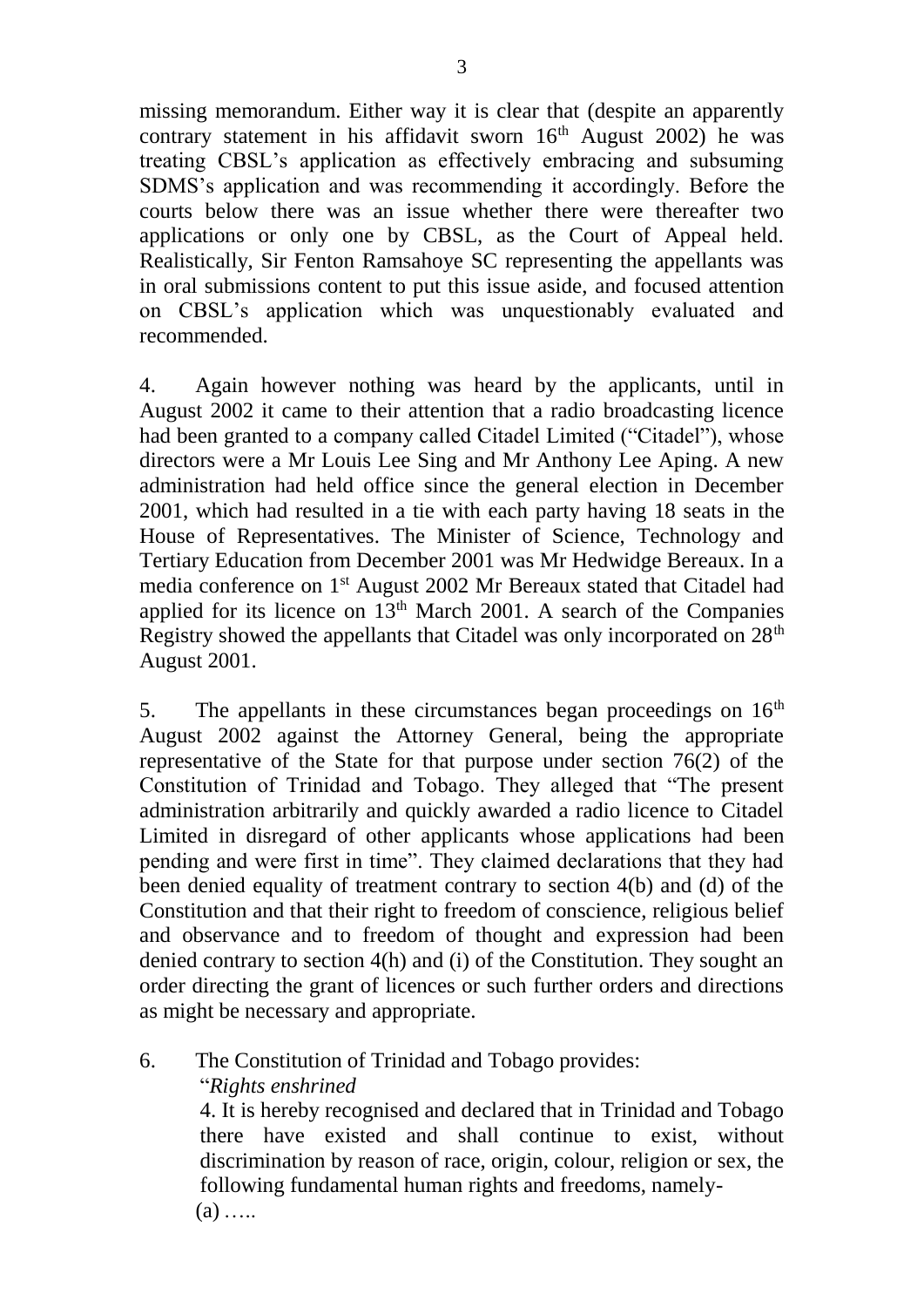missing memorandum. Either way it is clear that (despite an apparently contrary statement in his affidavit sworn 16th August 2002) he was treating CBSL's application as effectively embracing and subsuming SDMS's application and was recommending it accordingly. Before the courts below there was an issue whether there were thereafter two applications or only one by CBSL, as the Court of Appeal held. Realistically, Sir Fenton Ramsahoye SC representing the appellants was in oral submissions content to put this issue aside, and focused attention on CBSL's application which was unquestionably evaluated and recommended.

4. Again however nothing was heard by the applicants, until in August 2002 it came to their attention that a radio broadcasting licence had been granted to a company called Citadel Limited ("Citadel"), whose directors were a Mr Louis Lee Sing and Mr Anthony Lee Aping. A new administration had held office since the general election in December 2001, which had resulted in a tie with each party having 18 seats in the House of Representatives. The Minister of Science, Technology and Tertiary Education from December 2001 was Mr Hedwidge Bereaux. In a media conference on 1st August 2002 Mr Bereaux stated that Citadel had applied for its licence on 13th March 2001. A search of the Companies Registry showed the appellants that Citadel was only incorporated on 28th August 2001.

5. The appellants in these circumstances began proceedings on 16th August 2002 against the Attorney General, being the appropriate representative of the State for that purpose under section 76(2) of the Constitution of Trinidad and Tobago. They alleged that "The present administration arbitrarily and quickly awarded a radio licence to Citadel Limited in disregard of other applicants whose applications had been pending and were first in time". They claimed declarations that they had been denied equality of treatment contrary to section 4(b) and (d) of the Constitution and that their right to freedom of conscience, religious belief and observance and to freedom of thought and expression had been denied contrary to section 4(h) and (i) of the Constitution. They sought an order directing the grant of licences or such further orders and directions as might be necessary and appropriate.

6. The Constitution of Trinidad and Tobago provides:

> "*Rights enshrined*
>
> 4. It is hereby recognised and declared that in Trinidad and Tobago there have existed and shall continue to exist, without discrimination by reason of race, origin, colour, religion or sex, the following fundamental human rights and freedoms, namely-
>
> (a) …..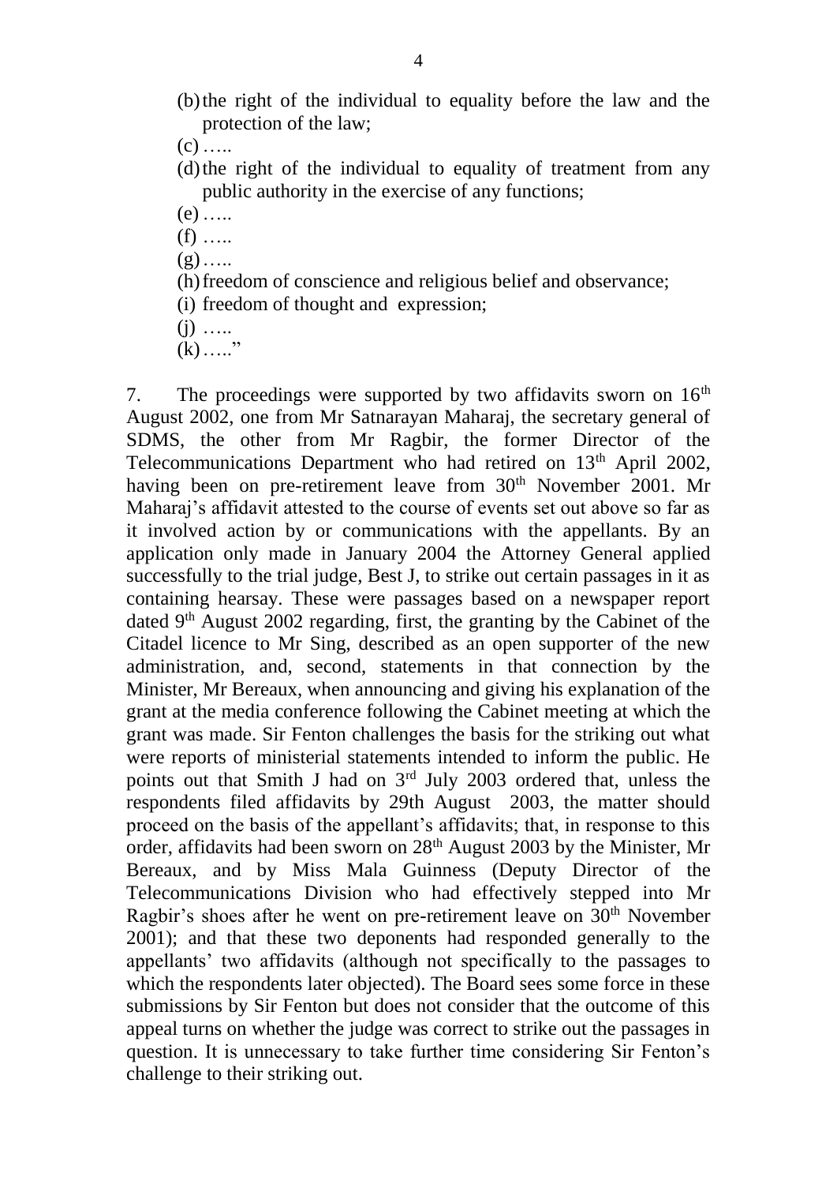(b) the right of the individual to equality before the law and the protection of the law;

(c) …..

(d) the right of the individual to equality of treatment from any public authority in the exercise of any functions;

(e) …..

(f) …..

(g) …..

(h) freedom of conscience and religious belief and observance;

(i) freedom of thought and expression;

(j) …..

(k) …..”

7. The proceedings were supported by two affidavits sworn on 16th August 2002, one from Mr Satnarayan Maharaj, the secretary general of SDMS, the other from Mr Ragbir, the former Director of the Telecommunications Department who had retired on 13th April 2002, having been on pre-retirement leave from 30th November 2001. Mr Maharaj's affidavit attested to the course of events set out above so far as it involved action by or communications with the appellants. By an application only made in January 2004 the Attorney General applied successfully to the trial judge, Best J, to strike out certain passages in it as containing hearsay. These were passages based on a newspaper report dated 9th August 2002 regarding, first, the granting by the Cabinet of the Citadel licence to Mr Sing, described as an open supporter of the new administration, and, second, statements in that connection by the Minister, Mr Bereaux, when announcing and giving his explanation of the grant at the media conference following the Cabinet meeting at which the grant was made. Sir Fenton challenges the basis for the striking out what were reports of ministerial statements intended to inform the public. He points out that Smith J had on 3rd July 2003 ordered that, unless the respondents filed affidavits by 29th August 2003, the matter should proceed on the basis of the appellant's affidavits; that, in response to this order, affidavits had been sworn on 28th August 2003 by the Minister, Mr Bereaux, and by Miss Mala Guinness (Deputy Director of the Telecommunications Division who had effectively stepped into Mr Ragbir's shoes after he went on pre-retirement leave on 30th November 2001); and that these two deponents had responded generally to the appellants' two affidavits (although not specifically to the passages to which the respondents later objected). The Board sees some force in these submissions by Sir Fenton but does not consider that the outcome of this appeal turns on whether the judge was correct to strike out the passages in question. It is unnecessary to take further time considering Sir Fenton's challenge to their striking out.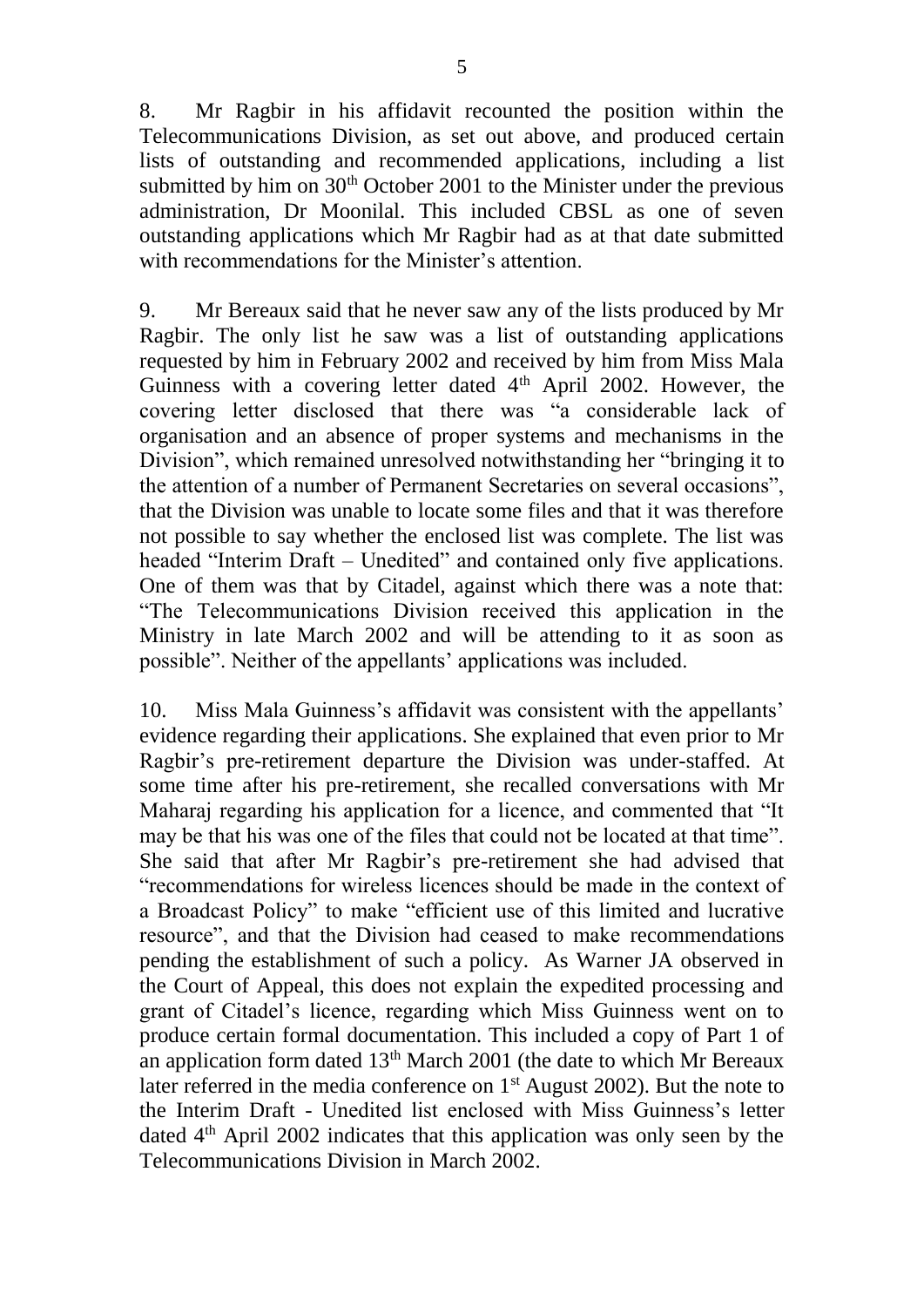8. Mr Ragbir in his affidavit recounted the position within the Telecommunications Division, as set out above, and produced certain lists of outstanding and recommended applications, including a list submitted by him on 30th October 2001 to the Minister under the previous administration, Dr Moonilal. This included CBSL as one of seven outstanding applications which Mr Ragbir had as at that date submitted with recommendations for the Minister's attention.

9. Mr Bereaux said that he never saw any of the lists produced by Mr Ragbir. The only list he saw was a list of outstanding applications requested by him in February 2002 and received by him from Miss Mala Guinness with a covering letter dated 4th April 2002. However, the covering letter disclosed that there was "a considerable lack of organisation and an absence of proper systems and mechanisms in the Division", which remained unresolved notwithstanding her "bringing it to the attention of a number of Permanent Secretaries on several occasions", that the Division was unable to locate some files and that it was therefore not possible to say whether the enclosed list was complete. The list was headed "Interim Draft – Unedited" and contained only five applications. One of them was that by Citadel, against which there was a note that: "The Telecommunications Division received this application in the Ministry in late March 2002 and will be attending to it as soon as possible". Neither of the appellants' applications was included.

10. Miss Mala Guinness's affidavit was consistent with the appellants' evidence regarding their applications. She explained that even prior to Mr Ragbir's pre-retirement departure the Division was under-staffed. At some time after his pre-retirement, she recalled conversations with Mr Maharaj regarding his application for a licence, and commented that "It may be that his was one of the files that could not be located at that time". She said that after Mr Ragbir's pre-retirement she had advised that "recommendations for wireless licences should be made in the context of a Broadcast Policy" to make "efficient use of this limited and lucrative resource", and that the Division had ceased to make recommendations pending the establishment of such a policy. As Warner JA observed in the Court of Appeal, this does not explain the expedited processing and grant of Citadel's licence, regarding which Miss Guinness went on to produce certain formal documentation. This included a copy of Part 1 of an application form dated 13th March 2001 (the date to which Mr Bereaux later referred in the media conference on 1st August 2002). But the note to the Interim Draft - Unedited list enclosed with Miss Guinness's letter dated 4th April 2002 indicates that this application was only seen by the Telecommunications Division in March 2002.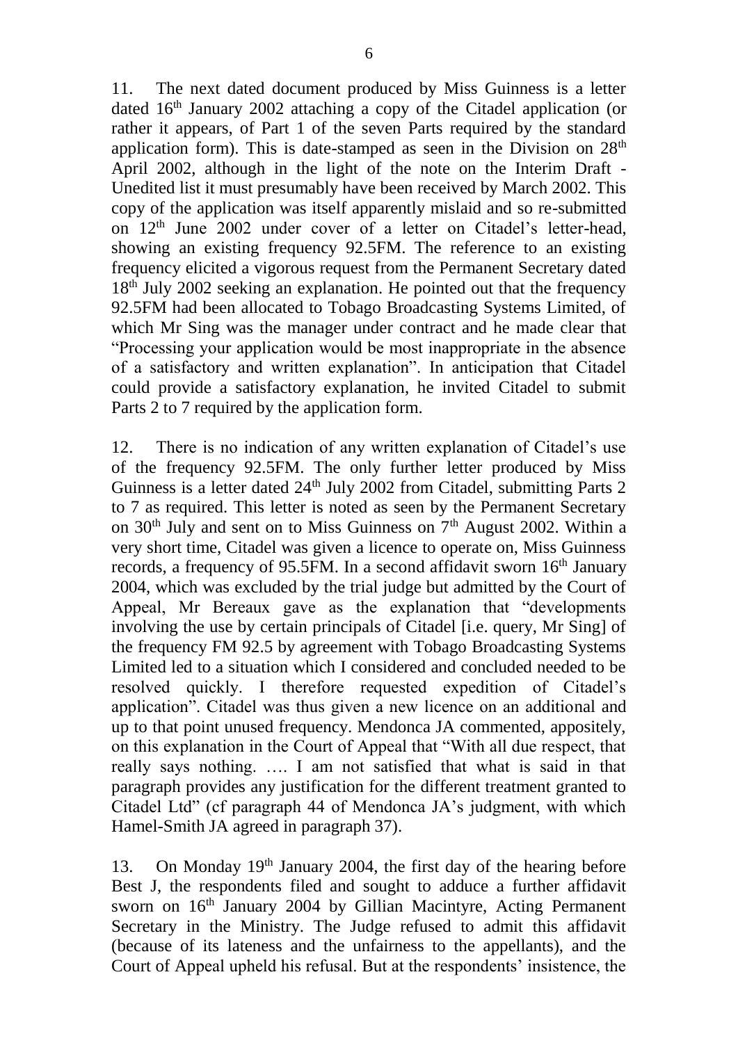11. The next dated document produced by Miss Guinness is a letter dated 16th January 2002 attaching a copy of the Citadel application (or rather it appears, of Part 1 of the seven Parts required by the standard application form). This is date-stamped as seen in the Division on 28th April 2002, although in the light of the note on the Interim Draft - Unedited list it must presumably have been received by March 2002. This copy of the application was itself apparently mislaid and so re-submitted on 12th June 2002 under cover of a letter on Citadel's letter-head, showing an existing frequency 92.5FM. The reference to an existing frequency elicited a vigorous request from the Permanent Secretary dated 18th July 2002 seeking an explanation. He pointed out that the frequency 92.5FM had been allocated to Tobago Broadcasting Systems Limited, of which Mr Sing was the manager under contract and he made clear that "Processing your application would be most inappropriate in the absence of a satisfactory and written explanation". In anticipation that Citadel could provide a satisfactory explanation, he invited Citadel to submit Parts 2 to 7 required by the application form.

12. There is no indication of any written explanation of Citadel's use of the frequency 92.5FM. The only further letter produced by Miss Guinness is a letter dated 24th July 2002 from Citadel, submitting Parts 2 to 7 as required. This letter is noted as seen by the Permanent Secretary on 30th July and sent on to Miss Guinness on 7th August 2002. Within a very short time, Citadel was given a licence to operate on, Miss Guinness records, a frequency of 95.5FM. In a second affidavit sworn 16th January 2004, which was excluded by the trial judge but admitted by the Court of Appeal, Mr Bereaux gave as the explanation that "developments involving the use by certain principals of Citadel [i.e. query, Mr Sing] of the frequency FM 92.5 by agreement with Tobago Broadcasting Systems Limited led to a situation which I considered and concluded needed to be resolved quickly. I therefore requested expedition of Citadel's application". Citadel was thus given a new licence on an additional and up to that point unused frequency. Mendonca JA commented, appositely, on this explanation in the Court of Appeal that "With all due respect, that really says nothing. …. I am not satisfied that what is said in that paragraph provides any justification for the different treatment granted to Citadel Ltd" (cf paragraph 44 of Mendonca JA's judgment, with which Hamel-Smith JA agreed in paragraph 37).

13. On Monday 19th January 2004, the first day of the hearing before Best J, the respondents filed and sought to adduce a further affidavit sworn on 16th January 2004 by Gillian Macintyre, Acting Permanent Secretary in the Ministry. The Judge refused to admit this affidavit (because of its lateness and the unfairness to the appellants), and the Court of Appeal upheld his refusal. But at the respondents' insistence, the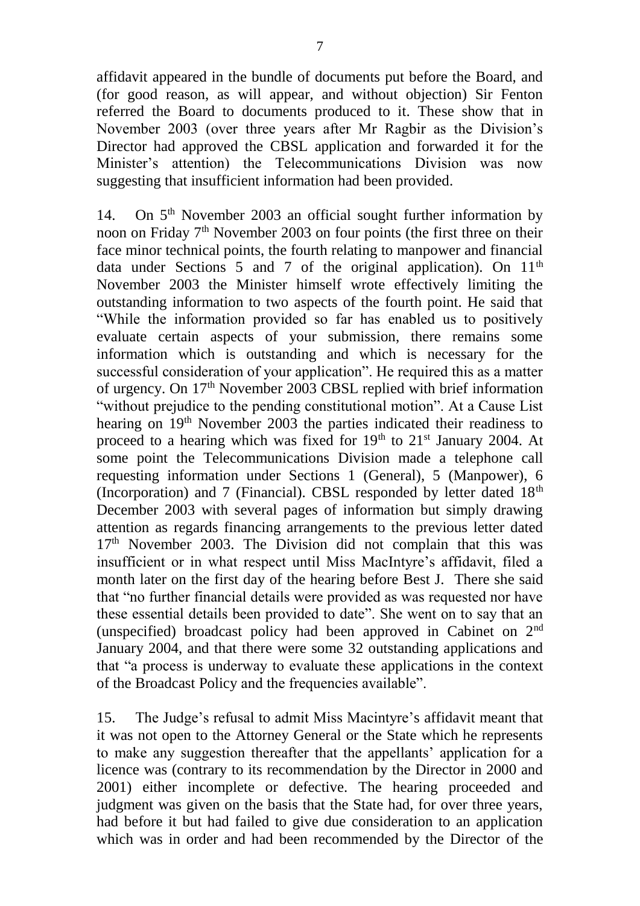affidavit appeared in the bundle of documents put before the Board, and (for good reason, as will appear, and without objection) Sir Fenton referred the Board to documents produced to it. These show that in November 2003 (over three years after Mr Ragbir as the Division's Director had approved the CBSL application and forwarded it for the Minister's attention) the Telecommunications Division was now suggesting that insufficient information had been provided.

14. On 5th November 2003 an official sought further information by noon on Friday 7th November 2003 on four points (the first three on their face minor technical points, the fourth relating to manpower and financial data under Sections 5 and 7 of the original application). On 11th November 2003 the Minister himself wrote effectively limiting the outstanding information to two aspects of the fourth point. He said that "While the information provided so far has enabled us to positively evaluate certain aspects of your submission, there remains some information which is outstanding and which is necessary for the successful consideration of your application". He required this as a matter of urgency. On 17th November 2003 CBSL replied with brief information "without prejudice to the pending constitutional motion". At a Cause List hearing on 19th November 2003 the parties indicated their readiness to proceed to a hearing which was fixed for 19th to 21st January 2004. At some point the Telecommunications Division made a telephone call requesting information under Sections 1 (General), 5 (Manpower), 6 (Incorporation) and 7 (Financial). CBSL responded by letter dated 18th December 2003 with several pages of information but simply drawing attention as regards financing arrangements to the previous letter dated 17th November 2003. The Division did not complain that this was insufficient or in what respect until Miss MacIntyre's affidavit, filed a month later on the first day of the hearing before Best J. There she said that "no further financial details were provided as was requested nor have these essential details been provided to date". She went on to say that an (unspecified) broadcast policy had been approved in Cabinet on 2nd January 2004, and that there were some 32 outstanding applications and that "a process is underway to evaluate these applications in the context of the Broadcast Policy and the frequencies available".

15. The Judge's refusal to admit Miss Macintyre's affidavit meant that it was not open to the Attorney General or the State which he represents to make any suggestion thereafter that the appellants' application for a licence was (contrary to its recommendation by the Director in 2000 and 2001) either incomplete or defective. The hearing proceeded and judgment was given on the basis that the State had, for over three years, had before it but had failed to give due consideration to an application which was in order and had been recommended by the Director of the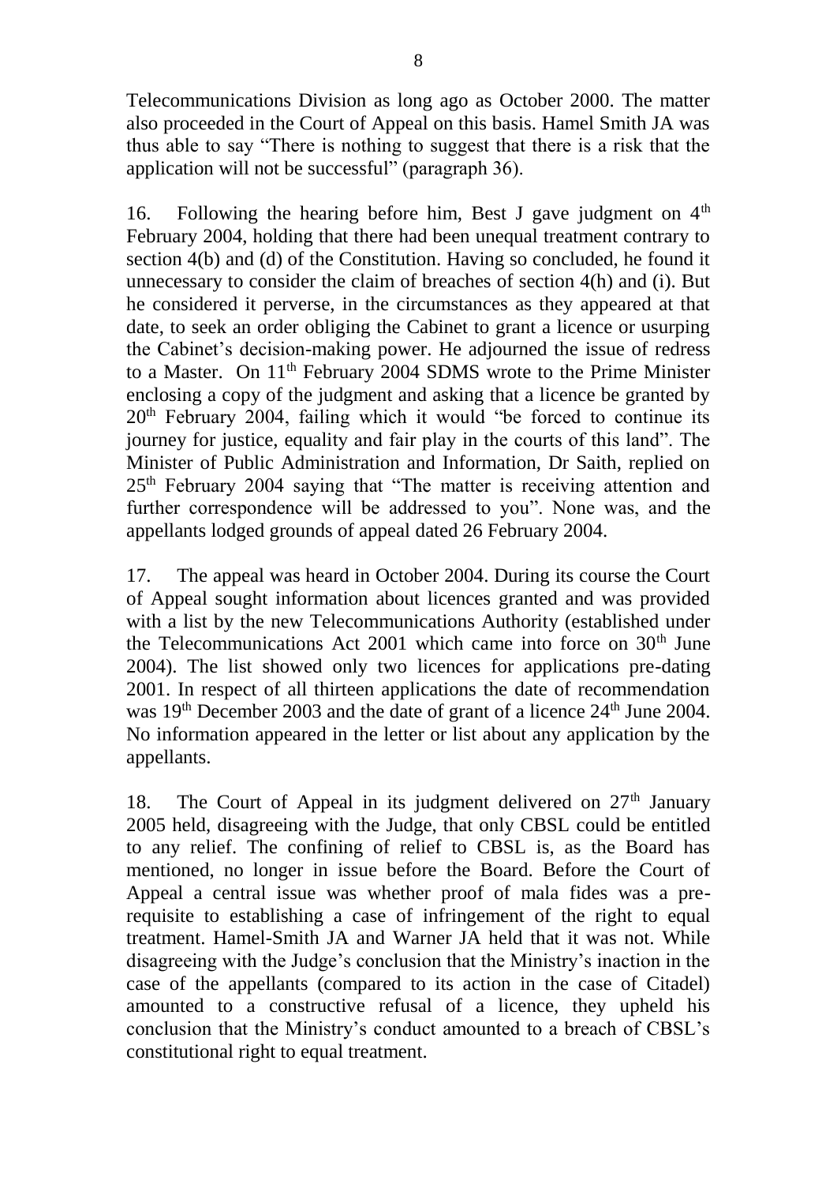Telecommunications Division as long ago as October 2000. The matter also proceeded in the Court of Appeal on this basis. Hamel Smith JA was thus able to say "There is nothing to suggest that there is a risk that the application will not be successful" (paragraph 36).

16. Following the hearing before him, Best J gave judgment on 4th February 2004, holding that there had been unequal treatment contrary to section 4(b) and (d) of the Constitution. Having so concluded, he found it unnecessary to consider the claim of breaches of section 4(h) and (i). But he considered it perverse, in the circumstances as they appeared at that date, to seek an order obliging the Cabinet to grant a licence or usurping the Cabinet's decision-making power. He adjourned the issue of redress to a Master. On 11th February 2004 SDMS wrote to the Prime Minister enclosing a copy of the judgment and asking that a licence be granted by 20th February 2004, failing which it would "be forced to continue its journey for justice, equality and fair play in the courts of this land". The Minister of Public Administration and Information, Dr Saith, replied on 25th February 2004 saying that "The matter is receiving attention and further correspondence will be addressed to you". None was, and the appellants lodged grounds of appeal dated 26 February 2004.

17. The appeal was heard in October 2004. During its course the Court of Appeal sought information about licences granted and was provided with a list by the new Telecommunications Authority (established under the Telecommunications Act 2001 which came into force on 30th June 2004). The list showed only two licences for applications pre-dating 2001. In respect of all thirteen applications the date of recommendation was 19th December 2003 and the date of grant of a licence 24th June 2004. No information appeared in the letter or list about any application by the appellants.

18. The Court of Appeal in its judgment delivered on 27th January 2005 held, disagreeing with the Judge, that only CBSL could be entitled to any relief. The confining of relief to CBSL is, as the Board has mentioned, no longer in issue before the Board. Before the Court of Appeal a central issue was whether proof of mala fides was a pre-requisite to establishing a case of infringement of the right to equal treatment. Hamel-Smith JA and Warner JA held that it was not. While disagreeing with the Judge's conclusion that the Ministry's inaction in the case of the appellants (compared to its action in the case of Citadel) amounted to a constructive refusal of a licence, they upheld his conclusion that the Ministry's conduct amounted to a breach of CBSL's constitutional right to equal treatment.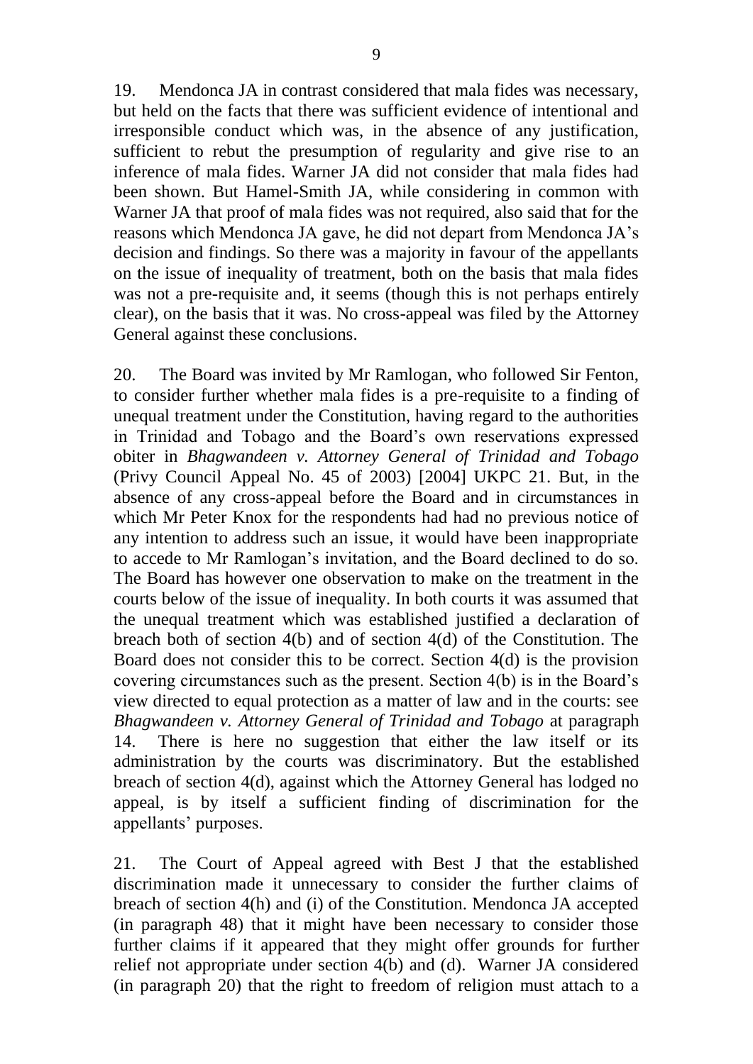19. Mendonca JA in contrast considered that mala fides was necessary, but held on the facts that there was sufficient evidence of intentional and irresponsible conduct which was, in the absence of any justification, sufficient to rebut the presumption of regularity and give rise to an inference of mala fides. Warner JA did not consider that mala fides had been shown. But Hamel-Smith JA, while considering in common with Warner JA that proof of mala fides was not required, also said that for the reasons which Mendonca JA gave, he did not depart from Mendonca JA's decision and findings. So there was a majority in favour of the appellants on the issue of inequality of treatment, both on the basis that mala fides was not a pre-requisite and, it seems (though this is not perhaps entirely clear), on the basis that it was. No cross-appeal was filed by the Attorney General against these conclusions.

20. The Board was invited by Mr Ramlogan, who followed Sir Fenton, to consider further whether mala fides is a pre-requisite to a finding of unequal treatment under the Constitution, having regard to the authorities in Trinidad and Tobago and the Board's own reservations expressed obiter in *Bhagwandeen v. Attorney General of Trinidad and Tobago* (Privy Council Appeal No. 45 of 2003) [2004] UKPC 21. But, in the absence of any cross-appeal before the Board and in circumstances in which Mr Peter Knox for the respondents had had no previous notice of any intention to address such an issue, it would have been inappropriate to accede to Mr Ramlogan's invitation, and the Board declined to do so. The Board has however one observation to make on the treatment in the courts below of the issue of inequality. In both courts it was assumed that the unequal treatment which was established justified a declaration of breach both of section 4(b) and of section 4(d) of the Constitution. The Board does not consider this to be correct. Section 4(d) is the provision covering circumstances such as the present. Section 4(b) is in the Board's view directed to equal protection as a matter of law and in the courts: see *Bhagwandeen v. Attorney General of Trinidad and Tobago* at paragraph 14. There is here no suggestion that either the law itself or its administration by the courts was discriminatory. But the established breach of section 4(d), against which the Attorney General has lodged no appeal, is by itself a sufficient finding of discrimination for the appellants' purposes.

21. The Court of Appeal agreed with Best J that the established discrimination made it unnecessary to consider the further claims of breach of section 4(h) and (i) of the Constitution. Mendonca JA accepted (in paragraph 48) that it might have been necessary to consider those further claims if it appeared that they might offer grounds for further relief not appropriate under section 4(b) and (d). Warner JA considered (in paragraph 20) that the right to freedom of religion must attach to a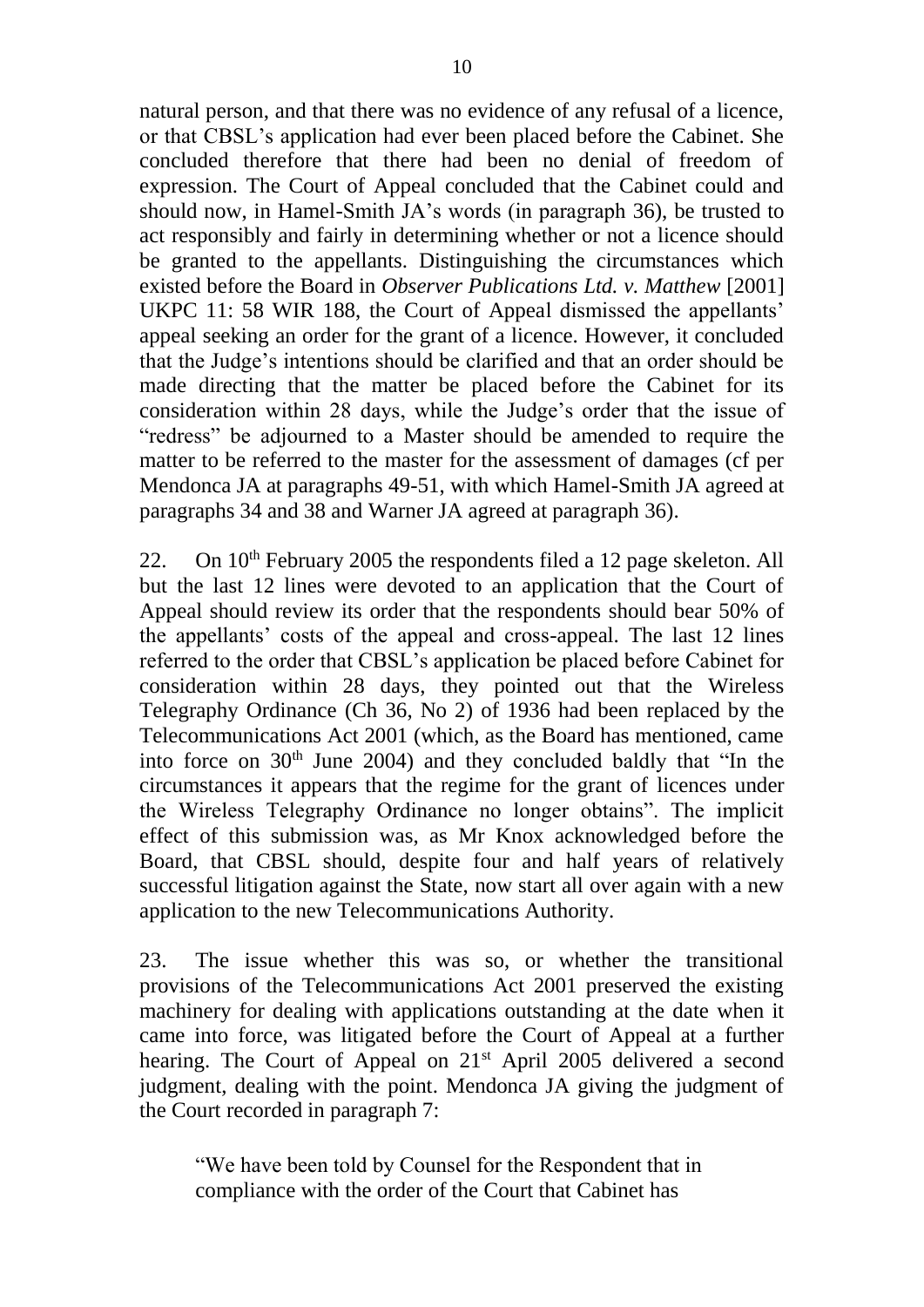natural person, and that there was no evidence of any refusal of a licence, or that CBSL's application had ever been placed before the Cabinet. She concluded therefore that there had been no denial of freedom of expression. The Court of Appeal concluded that the Cabinet could and should now, in Hamel-Smith JA's words (in paragraph 36), be trusted to act responsibly and fairly in determining whether or not a licence should be granted to the appellants. Distinguishing the circumstances which existed before the Board in *Observer Publications Ltd. v. Matthew* [2001] UKPC 11: 58 WIR 188, the Court of Appeal dismissed the appellants' appeal seeking an order for the grant of a licence. However, it concluded that the Judge's intentions should be clarified and that an order should be made directing that the matter be placed before the Cabinet for its consideration within 28 days, while the Judge's order that the issue of "redress" be adjourned to a Master should be amended to require the matter to be referred to the master for the assessment of damages (cf per Mendonca JA at paragraphs 49-51, with which Hamel-Smith JA agreed at paragraphs 34 and 38 and Warner JA agreed at paragraph 36).

22. On 10th February 2005 the respondents filed a 12 page skeleton. All but the last 12 lines were devoted to an application that the Court of Appeal should review its order that the respondents should bear 50% of the appellants' costs of the appeal and cross-appeal. The last 12 lines referred to the order that CBSL's application be placed before Cabinet for consideration within 28 days, they pointed out that the Wireless Telegraphy Ordinance (Ch 36, No 2) of 1936 had been replaced by the Telecommunications Act 2001 (which, as the Board has mentioned, came into force on 30th June 2004) and they concluded baldly that "In the circumstances it appears that the regime for the grant of licences under the Wireless Telegraphy Ordinance no longer obtains". The implicit effect of this submission was, as Mr Knox acknowledged before the Board, that CBSL should, despite four and half years of relatively successful litigation against the State, now start all over again with a new application to the new Telecommunications Authority.

23. The issue whether this was so, or whether the transitional provisions of the Telecommunications Act 2001 preserved the existing machinery for dealing with applications outstanding at the date when it came into force, was litigated before the Court of Appeal at a further hearing. The Court of Appeal on 21st April 2005 delivered a second judgment, dealing with the point. Mendonca JA giving the judgment of the Court recorded in paragraph 7:

> "We have been told by Counsel for the Respondent that in compliance with the order of the Court that Cabinet has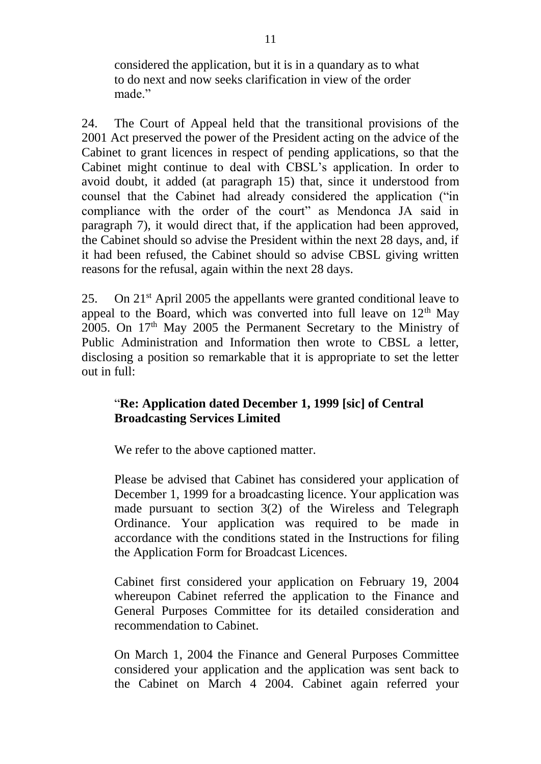considered the application, but it is in a quandary as to what to do next and now seeks clarification in view of the order made."

24. The Court of Appeal held that the transitional provisions of the 2001 Act preserved the power of the President acting on the advice of the Cabinet to grant licences in respect of pending applications, so that the Cabinet might continue to deal with CBSL's application. In order to avoid doubt, it added (at paragraph 15) that, since it understood from counsel that the Cabinet had already considered the application ("in compliance with the order of the court" as Mendonca JA said in paragraph 7), it would direct that, if the application had been approved, the Cabinet should so advise the President within the next 28 days, and, if it had been refused, the Cabinet should so advise CBSL giving written reasons for the refusal, again within the next 28 days.

25. On 21st April 2005 the appellants were granted conditional leave to appeal to the Board, which was converted into full leave on 12th May 2005. On 17th May 2005 the Permanent Secretary to the Ministry of Public Administration and Information then wrote to CBSL a letter, disclosing a position so remarkable that it is appropriate to set the letter out in full:

> "**Re: Application dated December 1, 1999 [sic] of Central Broadcasting Services Limited**
>
> We refer to the above captioned matter.
>
> Please be advised that Cabinet has considered your application of December 1, 1999 for a broadcasting licence. Your application was made pursuant to section 3(2) of the Wireless and Telegraph Ordinance. Your application was required to be made in accordance with the conditions stated in the Instructions for filing the Application Form for Broadcast Licences.
>
> Cabinet first considered your application on February 19, 2004 whereupon Cabinet referred the application to the Finance and General Purposes Committee for its detailed consideration and recommendation to Cabinet.
>
> On March 1, 2004 the Finance and General Purposes Committee considered your application and the application was sent back to the Cabinet on March 4 2004. Cabinet again referred your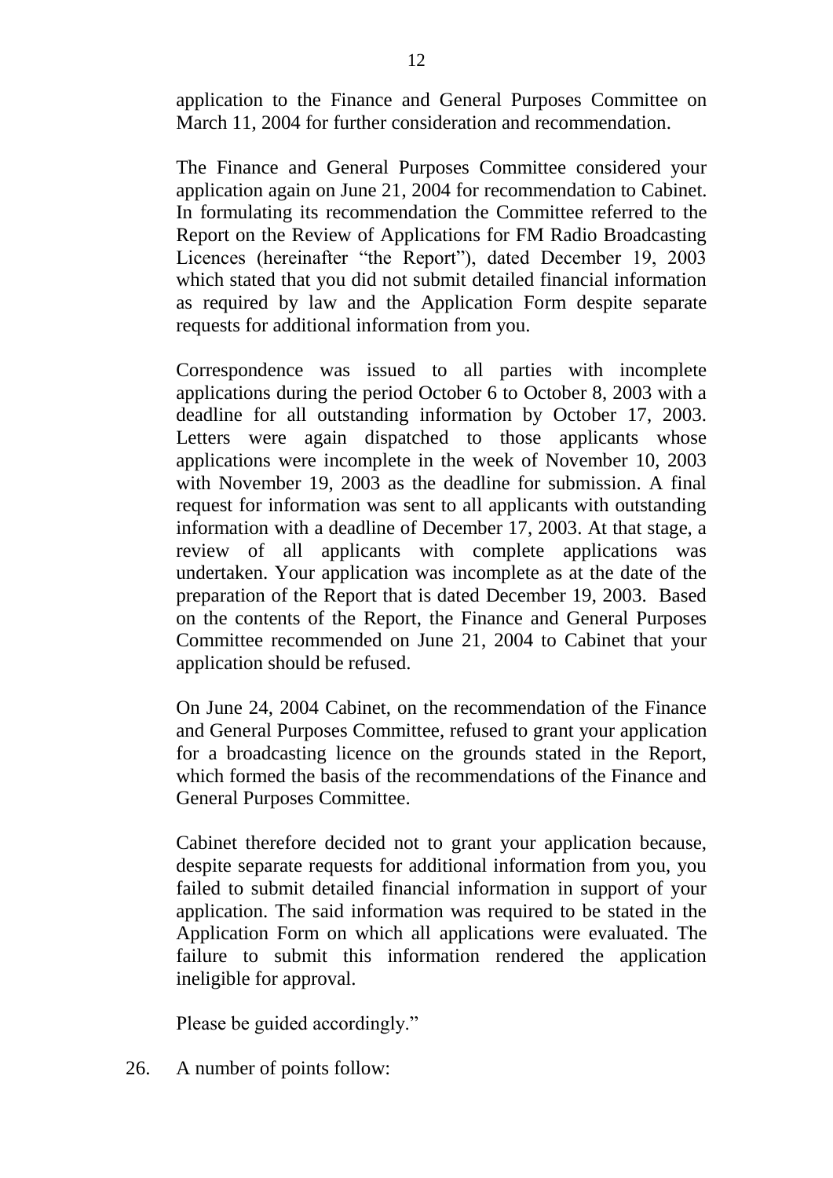application to the Finance and General Purposes Committee on March 11, 2004 for further consideration and recommendation.

The Finance and General Purposes Committee considered your application again on June 21, 2004 for recommendation to Cabinet. In formulating its recommendation the Committee referred to the Report on the Review of Applications for FM Radio Broadcasting Licences (hereinafter "the Report"), dated December 19, 2003 which stated that you did not submit detailed financial information as required by law and the Application Form despite separate requests for additional information from you.

Correspondence was issued to all parties with incomplete applications during the period October 6 to October 8, 2003 with a deadline for all outstanding information by October 17, 2003. Letters were again dispatched to those applicants whose applications were incomplete in the week of November 10, 2003 with November 19, 2003 as the deadline for submission. A final request for information was sent to all applicants with outstanding information with a deadline of December 17, 2003. At that stage, a review of all applicants with complete applications was undertaken. Your application was incomplete as at the date of the preparation of the Report that is dated December 19, 2003. Based on the contents of the Report, the Finance and General Purposes Committee recommended on June 21, 2004 to Cabinet that your application should be refused.

On June 24, 2004 Cabinet, on the recommendation of the Finance and General Purposes Committee, refused to grant your application for a broadcasting licence on the grounds stated in the Report, which formed the basis of the recommendations of the Finance and General Purposes Committee.

Cabinet therefore decided not to grant your application because, despite separate requests for additional information from you, you failed to submit detailed financial information in support of your application. The said information was required to be stated in the Application Form on which all applications were evaluated. The failure to submit this information rendered the application ineligible for approval.

Please be guided accordingly."

26. A number of points follow: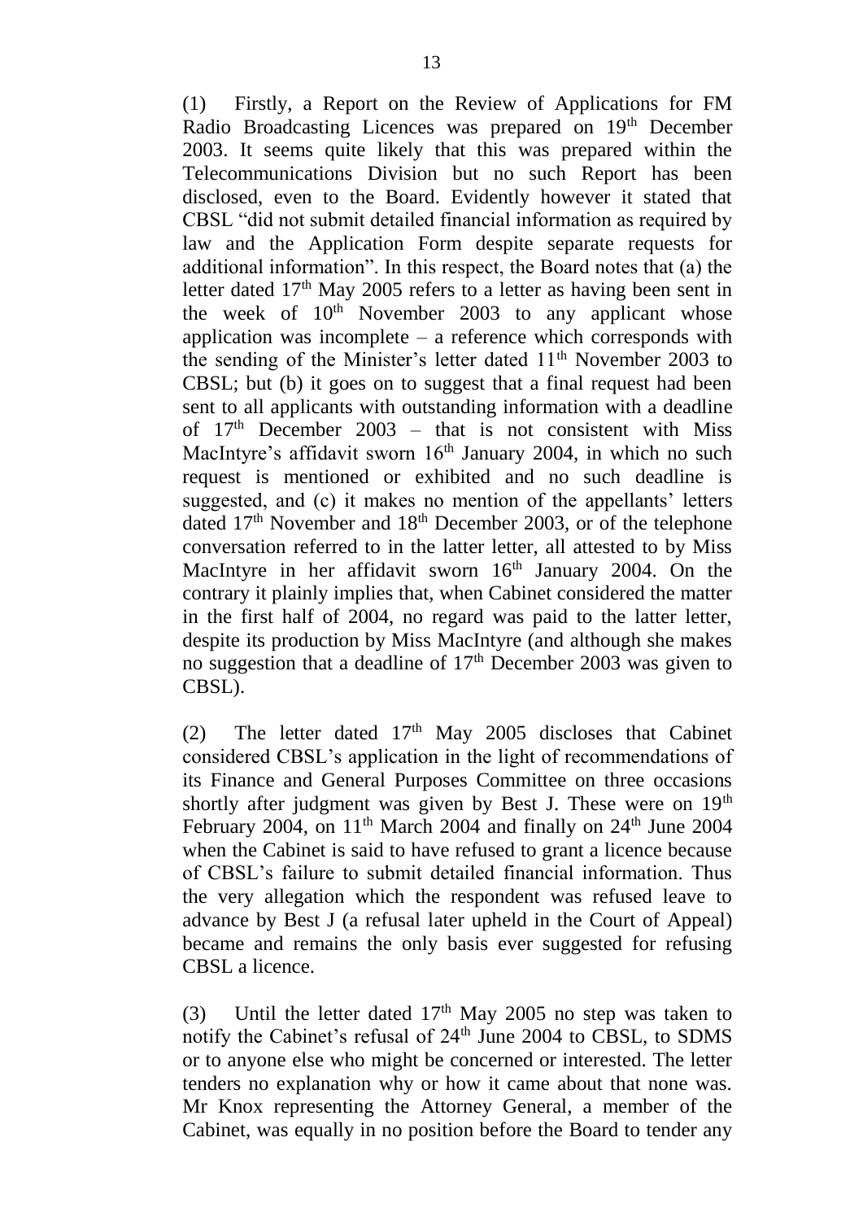(1) Firstly, a Report on the Review of Applications for FM Radio Broadcasting Licences was prepared on 19th December 2003. It seems quite likely that this was prepared within the Telecommunications Division but no such Report has been disclosed, even to the Board. Evidently however it stated that CBSL "did not submit detailed financial information as required by law and the Application Form despite separate requests for additional information". In this respect, the Board notes that (a) the letter dated 17th May 2005 refers to a letter as having been sent in the week of 10th November 2003 to any applicant whose application was incomplete – a reference which corresponds with the sending of the Minister's letter dated 11th November 2003 to CBSL; but (b) it goes on to suggest that a final request had been sent to all applicants with outstanding information with a deadline of 17th December 2003 – that is not consistent with Miss MacIntyre's affidavit sworn 16th January 2004, in which no such request is mentioned or exhibited and no such deadline is suggested, and (c) it makes no mention of the appellants' letters dated 17th November and 18th December 2003, or of the telephone conversation referred to in the latter letter, all attested to by Miss MacIntyre in her affidavit sworn 16th January 2004. On the contrary it plainly implies that, when Cabinet considered the matter in the first half of 2004, no regard was paid to the latter letter, despite its production by Miss MacIntyre (and although she makes no suggestion that a deadline of 17th December 2003 was given to CBSL).

(2) The letter dated 17th May 2005 discloses that Cabinet considered CBSL's application in the light of recommendations of its Finance and General Purposes Committee on three occasions shortly after judgment was given by Best J. These were on 19th February 2004, on 11th March 2004 and finally on 24th June 2004 when the Cabinet is said to have refused to grant a licence because of CBSL's failure to submit detailed financial information. Thus the very allegation which the respondent was refused leave to advance by Best J (a refusal later upheld in the Court of Appeal) became and remains the only basis ever suggested for refusing CBSL a licence.

(3) Until the letter dated 17th May 2005 no step was taken to notify the Cabinet's refusal of 24th June 2004 to CBSL, to SDMS or to anyone else who might be concerned or interested. The letter tenders no explanation why or how it came about that none was. Mr Knox representing the Attorney General, a member of the Cabinet, was equally in no position before the Board to tender any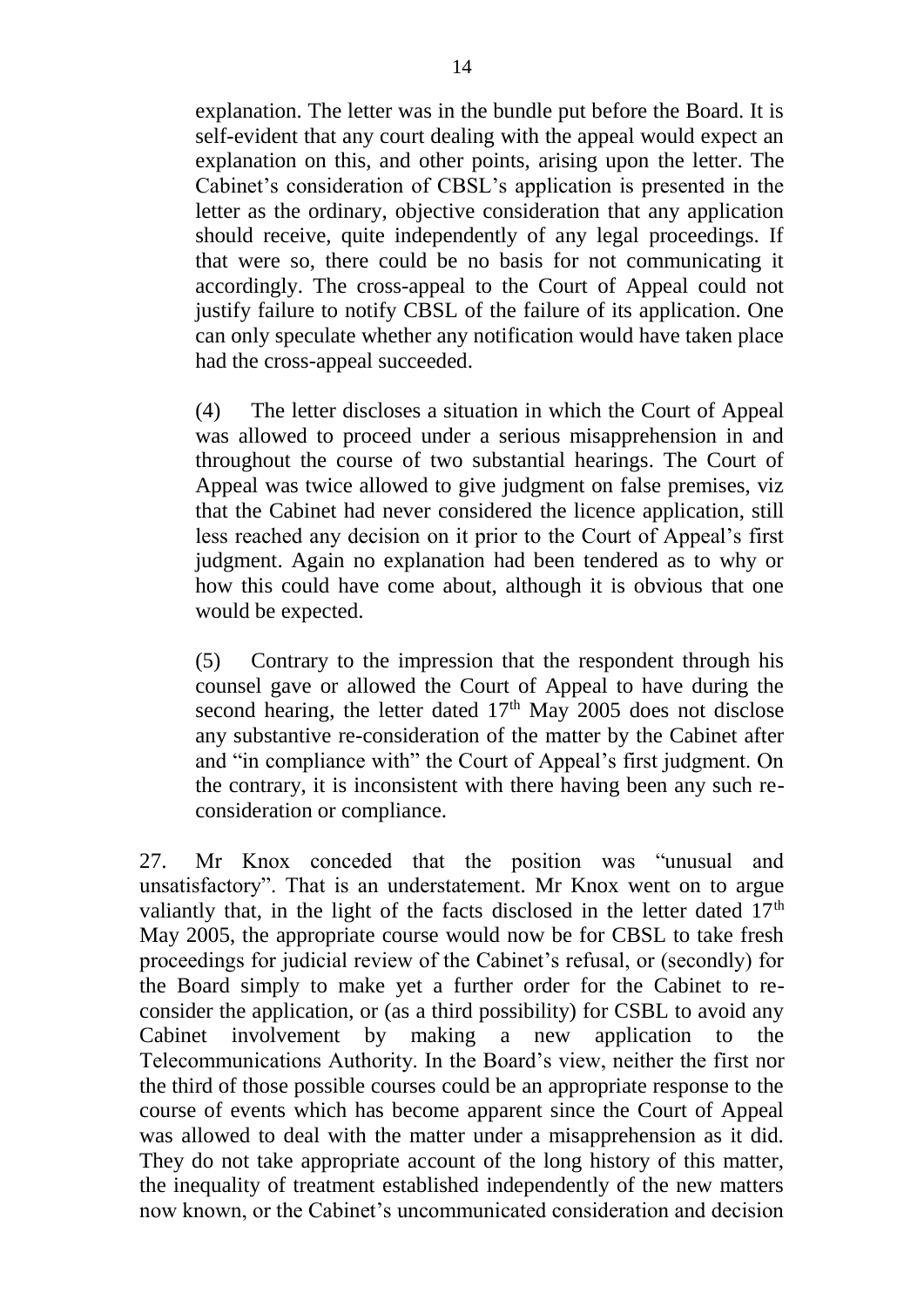explanation. The letter was in the bundle put before the Board. It is self-evident that any court dealing with the appeal would expect an explanation on this, and other points, arising upon the letter. The Cabinet's consideration of CBSL's application is presented in the letter as the ordinary, objective consideration that any application should receive, quite independently of any legal proceedings. If that were so, there could be no basis for not communicating it accordingly. The cross-appeal to the Court of Appeal could not justify failure to notify CBSL of the failure of its application. One can only speculate whether any notification would have taken place had the cross-appeal succeeded.

(4) The letter discloses a situation in which the Court of Appeal was allowed to proceed under a serious misapprehension in and throughout the course of two substantial hearings. The Court of Appeal was twice allowed to give judgment on false premises, viz that the Cabinet had never considered the licence application, still less reached any decision on it prior to the Court of Appeal's first judgment. Again no explanation had been tendered as to why or how this could have come about, although it is obvious that one would be expected.

(5) Contrary to the impression that the respondent through his counsel gave or allowed the Court of Appeal to have during the second hearing, the letter dated 17th May 2005 does not disclose any substantive re-consideration of the matter by the Cabinet after and "in compliance with" the Court of Appeal's first judgment. On the contrary, it is inconsistent with there having been any such re-consideration or compliance.

27. Mr Knox conceded that the position was "unusual and unsatisfactory". That is an understatement. Mr Knox went on to argue valiantly that, in the light of the facts disclosed in the letter dated 17th May 2005, the appropriate course would now be for CBSL to take fresh proceedings for judicial review of the Cabinet's refusal, or (secondly) for the Board simply to make yet a further order for the Cabinet to re-consider the application, or (as a third possibility) for CSBL to avoid any Cabinet involvement by making a new application to the Telecommunications Authority. In the Board's view, neither the first nor the third of those possible courses could be an appropriate response to the course of events which has become apparent since the Court of Appeal was allowed to deal with the matter under a misapprehension as it did. They do not take appropriate account of the long history of this matter, the inequality of treatment established independently of the new matters now known, or the Cabinet's uncommunicated consideration and decision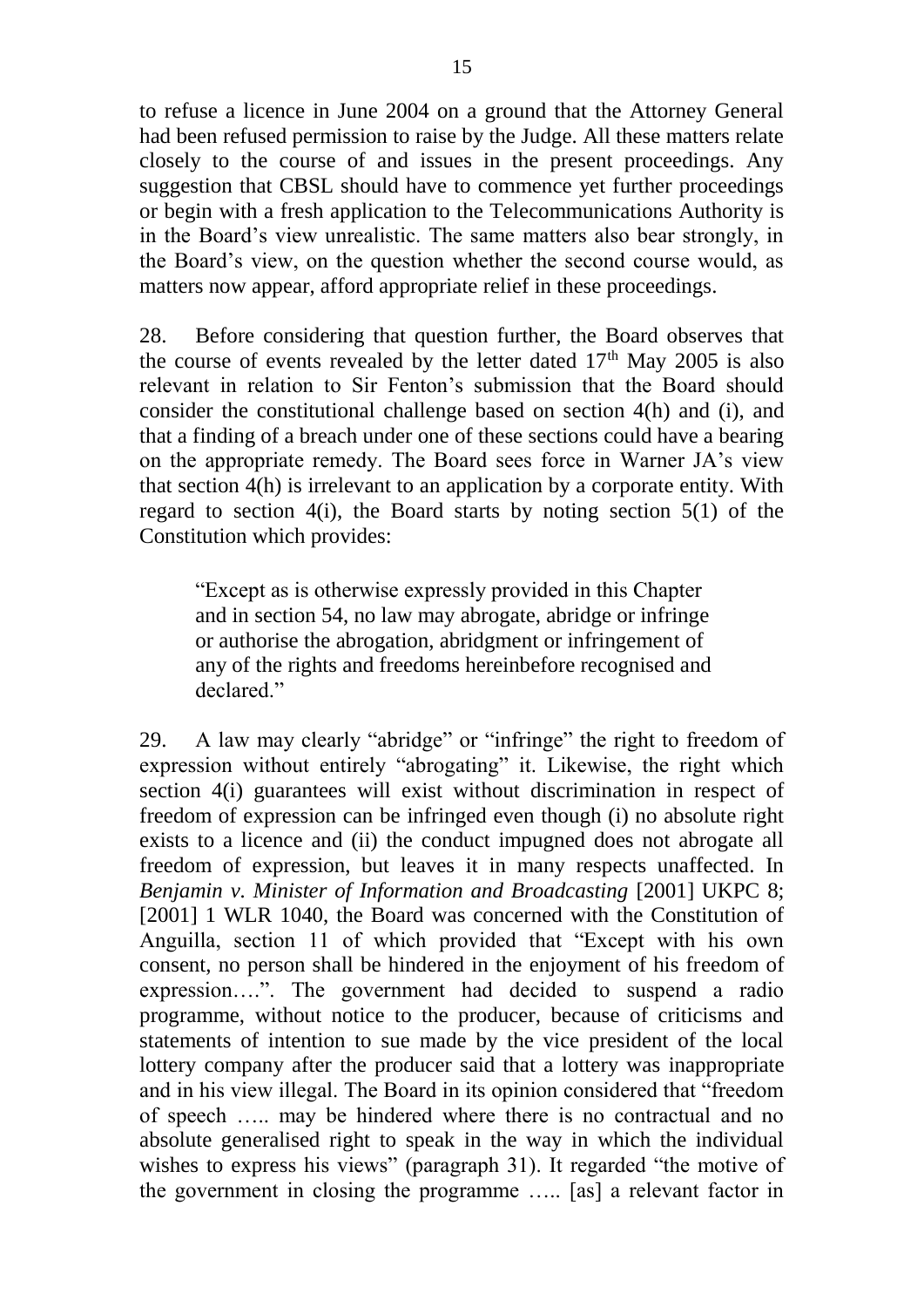to refuse a licence in June 2004 on a ground that the Attorney General had been refused permission to raise by the Judge. All these matters relate closely to the course of and issues in the present proceedings. Any suggestion that CBSL should have to commence yet further proceedings or begin with a fresh application to the Telecommunications Authority is in the Board's view unrealistic. The same matters also bear strongly, in the Board's view, on the question whether the second course would, as matters now appear, afford appropriate relief in these proceedings.

28. Before considering that question further, the Board observes that the course of events revealed by the letter dated 17th May 2005 is also relevant in relation to Sir Fenton's submission that the Board should consider the constitutional challenge based on section 4(h) and (i), and that a finding of a breach under one of these sections could have a bearing on the appropriate remedy. The Board sees force in Warner JA's view that section 4(h) is irrelevant to an application by a corporate entity. With regard to section 4(i), the Board starts by noting section 5(1) of the Constitution which provides:

> "Except as is otherwise expressly provided in this Chapter and in section 54, no law may abrogate, abridge or infringe or authorise the abrogation, abridgment or infringement of any of the rights and freedoms hereinbefore recognised and declared."

29. A law may clearly "abridge" or "infringe" the right to freedom of expression without entirely "abrogating" it. Likewise, the right which section 4(i) guarantees will exist without discrimination in respect of freedom of expression can be infringed even though (i) no absolute right exists to a licence and (ii) the conduct impugned does not abrogate all freedom of expression, but leaves it in many respects unaffected. In *Benjamin v. Minister of Information and Broadcasting* [2001] UKPC 8; [2001] 1 WLR 1040, the Board was concerned with the Constitution of Anguilla, section 11 of which provided that "Except with his own consent, no person shall be hindered in the enjoyment of his freedom of expression….". The government had decided to suspend a radio programme, without notice to the producer, because of criticisms and statements of intention to sue made by the vice president of the local lottery company after the producer said that a lottery was inappropriate and in his view illegal. The Board in its opinion considered that "freedom of speech ….. may be hindered where there is no contractual and no absolute generalised right to speak in the way in which the individual wishes to express his views" (paragraph 31). It regarded "the motive of the government in closing the programme ….. [as] a relevant factor in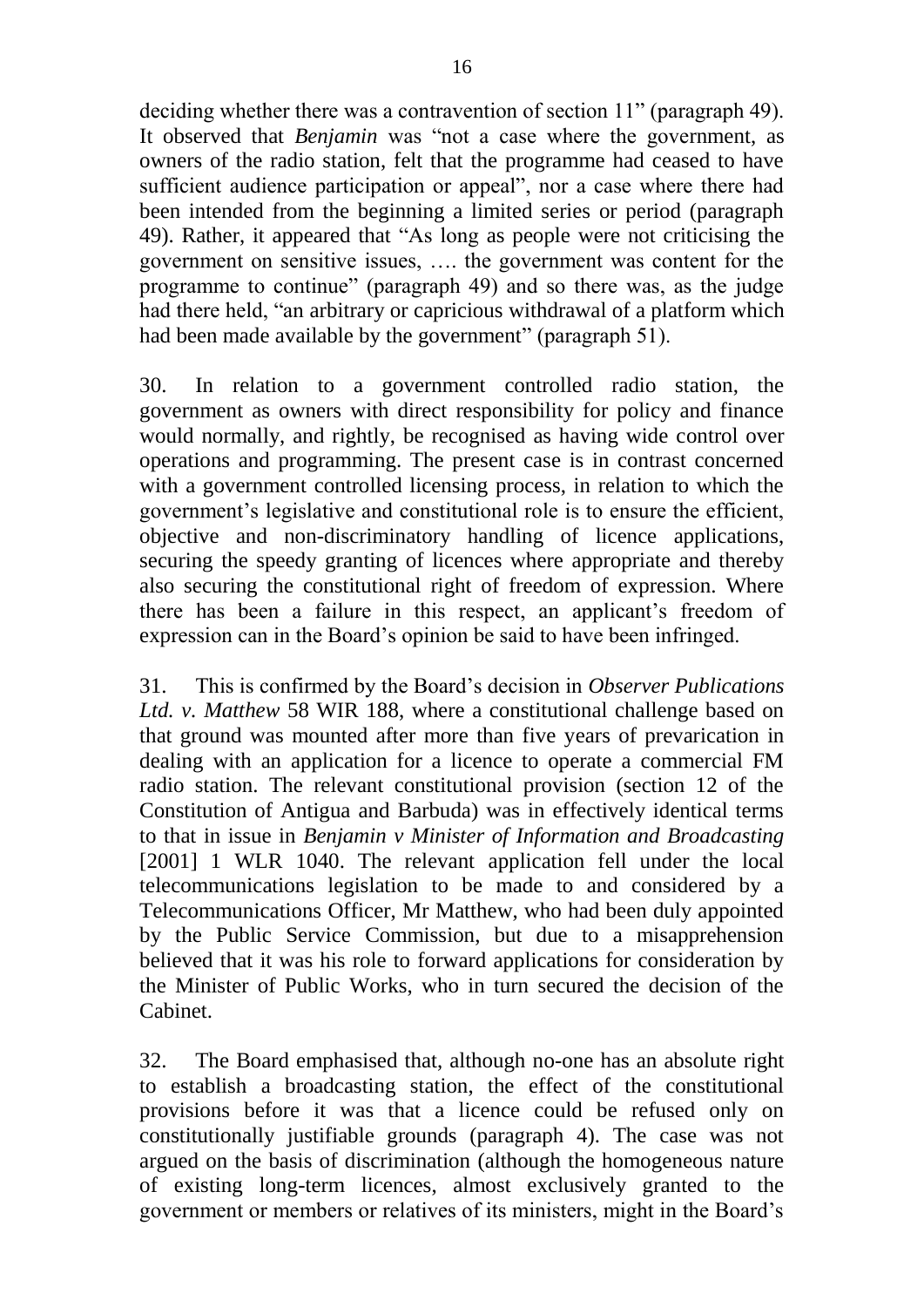deciding whether there was a contravention of section 11" (paragraph 49). It observed that *Benjamin* was "not a case where the government, as owners of the radio station, felt that the programme had ceased to have sufficient audience participation or appeal", nor a case where there had been intended from the beginning a limited series or period (paragraph 49). Rather, it appeared that "As long as people were not criticising the government on sensitive issues, …. the government was content for the programme to continue" (paragraph 49) and so there was, as the judge had there held, "an arbitrary or capricious withdrawal of a platform which had been made available by the government" (paragraph 51).

30. In relation to a government controlled radio station, the government as owners with direct responsibility for policy and finance would normally, and rightly, be recognised as having wide control over operations and programming. The present case is in contrast concerned with a government controlled licensing process, in relation to which the government's legislative and constitutional role is to ensure the efficient, objective and non-discriminatory handling of licence applications, securing the speedy granting of licences where appropriate and thereby also securing the constitutional right of freedom of expression. Where there has been a failure in this respect, an applicant's freedom of expression can in the Board's opinion be said to have been infringed.

31. This is confirmed by the Board's decision in *Observer Publications Ltd. v. Matthew* 58 WIR 188, where a constitutional challenge based on that ground was mounted after more than five years of prevarication in dealing with an application for a licence to operate a commercial FM radio station. The relevant constitutional provision (section 12 of the Constitution of Antigua and Barbuda) was in effectively identical terms to that in issue in *Benjamin v Minister of Information and Broadcasting* [2001] 1 WLR 1040. The relevant application fell under the local telecommunications legislation to be made to and considered by a Telecommunications Officer, Mr Matthew, who had been duly appointed by the Public Service Commission, but due to a misapprehension believed that it was his role to forward applications for consideration by the Minister of Public Works, who in turn secured the decision of the Cabinet.

32. The Board emphasised that, although no-one has an absolute right to establish a broadcasting station, the effect of the constitutional provisions before it was that a licence could be refused only on constitutionally justifiable grounds (paragraph 4). The case was not argued on the basis of discrimination (although the homogeneous nature of existing long-term licences, almost exclusively granted to the government or members or relatives of its ministers, might in the Board's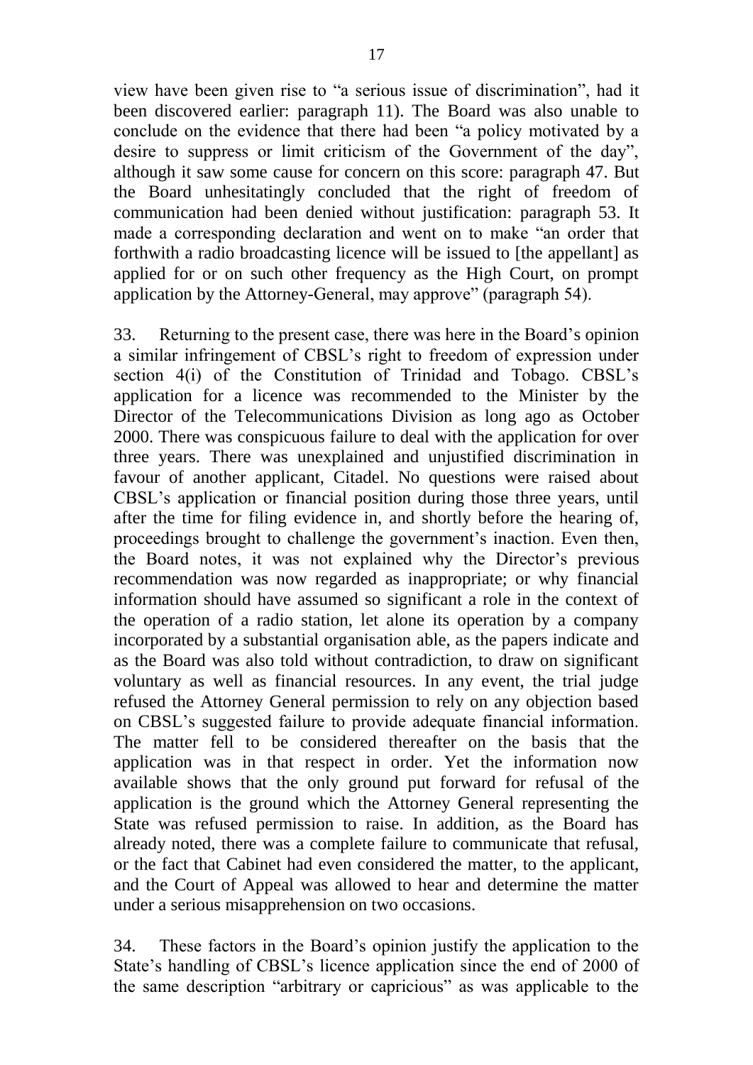view have been given rise to "a serious issue of discrimination", had it been discovered earlier: paragraph 11). The Board was also unable to conclude on the evidence that there had been "a policy motivated by a desire to suppress or limit criticism of the Government of the day", although it saw some cause for concern on this score: paragraph 47. But the Board unhesitatingly concluded that the right of freedom of communication had been denied without justification: paragraph 53. It made a corresponding declaration and went on to make "an order that forthwith a radio broadcasting licence will be issued to [the appellant] as applied for or on such other frequency as the High Court, on prompt application by the Attorney-General, may approve" (paragraph 54).

33. Returning to the present case, there was here in the Board's opinion a similar infringement of CBSL's right to freedom of expression under section 4(i) of the Constitution of Trinidad and Tobago. CBSL's application for a licence was recommended to the Minister by the Director of the Telecommunications Division as long ago as October 2000. There was conspicuous failure to deal with the application for over three years. There was unexplained and unjustified discrimination in favour of another applicant, Citadel. No questions were raised about CBSL's application or financial position during those three years, until after the time for filing evidence in, and shortly before the hearing of, proceedings brought to challenge the government's inaction. Even then, the Board notes, it was not explained why the Director's previous recommendation was now regarded as inappropriate; or why financial information should have assumed so significant a role in the context of the operation of a radio station, let alone its operation by a company incorporated by a substantial organisation able, as the papers indicate and as the Board was also told without contradiction, to draw on significant voluntary as well as financial resources. In any event, the trial judge refused the Attorney General permission to rely on any objection based on CBSL's suggested failure to provide adequate financial information. The matter fell to be considered thereafter on the basis that the application was in that respect in order. Yet the information now available shows that the only ground put forward for refusal of the application is the ground which the Attorney General representing the State was refused permission to raise. In addition, as the Board has already noted, there was a complete failure to communicate that refusal, or the fact that Cabinet had even considered the matter, to the applicant, and the Court of Appeal was allowed to hear and determine the matter under a serious misapprehension on two occasions.

34. These factors in the Board's opinion justify the application to the State's handling of CBSL's licence application since the end of 2000 of the same description "arbitrary or capricious" as was applicable to the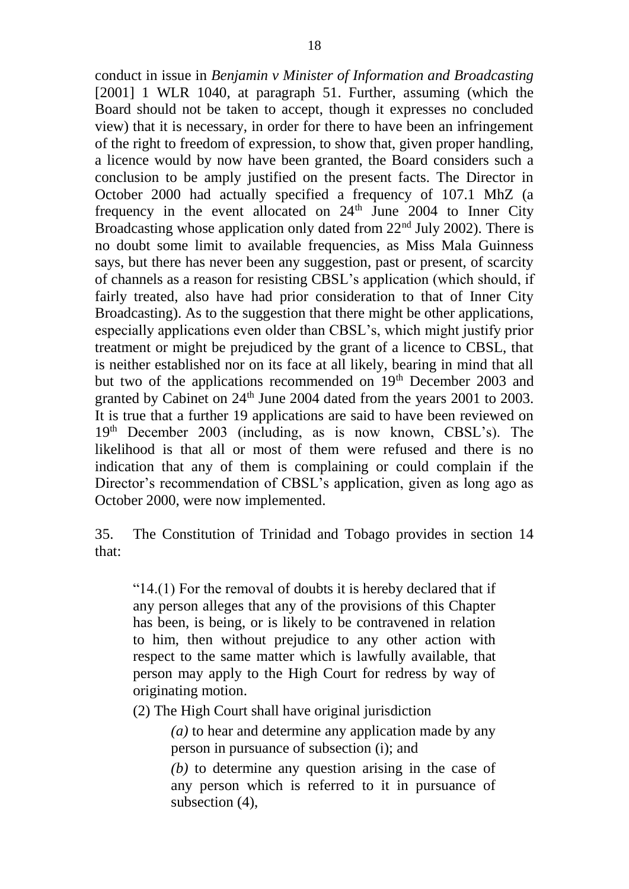conduct in issue in *Benjamin v Minister of Information and Broadcasting* [2001] 1 WLR 1040, at paragraph 51. Further, assuming (which the Board should not be taken to accept, though it expresses no concluded view) that it is necessary, in order for there to have been an infringement of the right to freedom of expression, to show that, given proper handling, a licence would by now have been granted, the Board considers such a conclusion to be amply justified on the present facts. The Director in October 2000 had actually specified a frequency of 107.1 MhZ (a frequency in the event allocated on 24th June 2004 to Inner City Broadcasting whose application only dated from 22nd July 2002). There is no doubt some limit to available frequencies, as Miss Mala Guinness says, but there has never been any suggestion, past or present, of scarcity of channels as a reason for resisting CBSL's application (which should, if fairly treated, also have had prior consideration to that of Inner City Broadcasting). As to the suggestion that there might be other applications, especially applications even older than CBSL's, which might justify prior treatment or might be prejudiced by the grant of a licence to CBSL, that is neither established nor on its face at all likely, bearing in mind that all but two of the applications recommended on 19th December 2003 and granted by Cabinet on 24th June 2004 dated from the years 2001 to 2003. It is true that a further 19 applications are said to have been reviewed on 19th December 2003 (including, as is now known, CBSL's). The likelihood is that all or most of them were refused and there is no indication that any of them is complaining or could complain if the Director's recommendation of CBSL's application, given as long ago as October 2000, were now implemented.

35. The Constitution of Trinidad and Tobago provides in section 14 that:

> "14.(1) For the removal of doubts it is hereby declared that if any person alleges that any of the provisions of this Chapter has been, is being, or is likely to be contravened in relation to him, then without prejudice to any other action with respect to the same matter which is lawfully available, that person may apply to the High Court for redress by way of originating motion.
>
> (2) The High Court shall have original jurisdiction
>
> > *(a)* to hear and determine any application made by any person in pursuance of subsection (i); and
> >
> > *(b)* to determine any question arising in the case of any person which is referred to it in pursuance of subsection (4),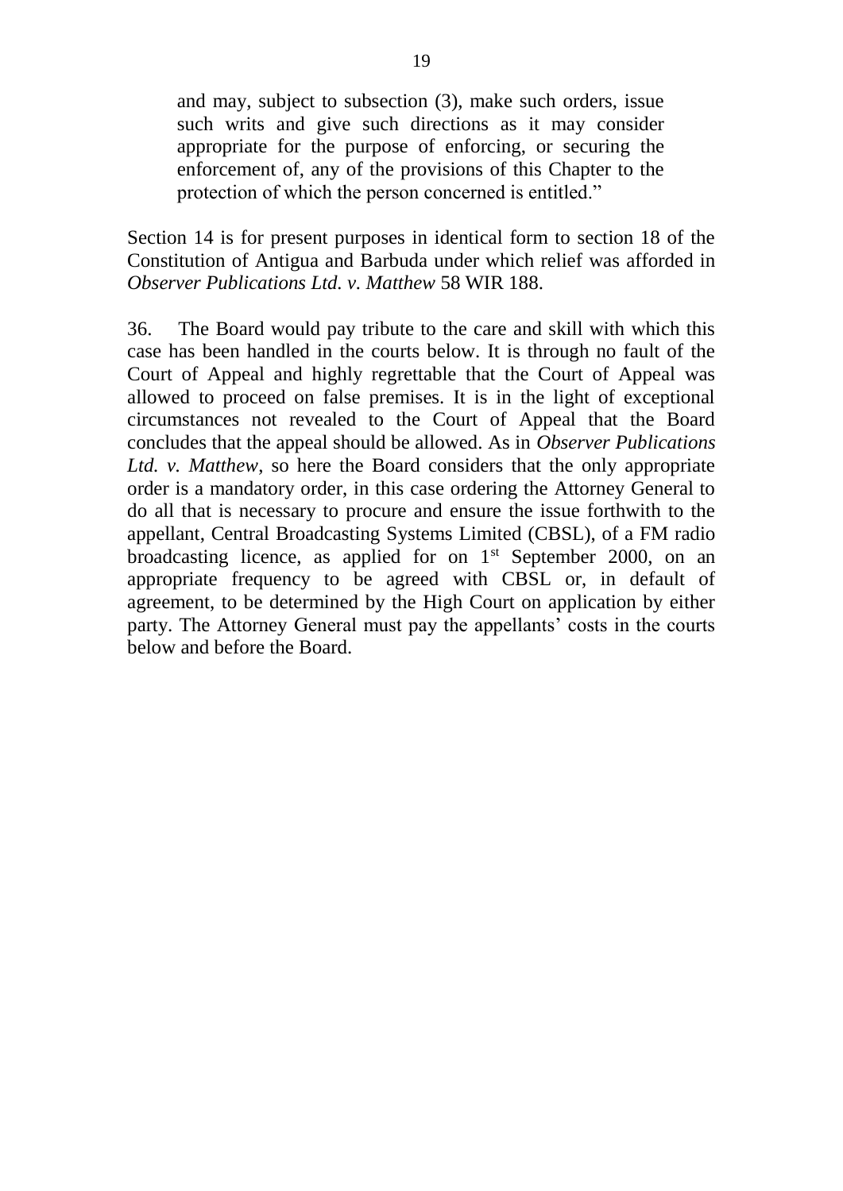> and may, subject to subsection (3), make such orders, issue such writs and give such directions as it may consider appropriate for the purpose of enforcing, or securing the enforcement of, any of the provisions of this Chapter to the protection of which the person concerned is entitled."

Section 14 is for present purposes in identical form to section 18 of the Constitution of Antigua and Barbuda under which relief was afforded in *Observer Publications Ltd. v. Matthew* 58 WIR 188.

36. The Board would pay tribute to the care and skill with which this case has been handled in the courts below. It is through no fault of the Court of Appeal and highly regrettable that the Court of Appeal was allowed to proceed on false premises. It is in the light of exceptional circumstances not revealed to the Court of Appeal that the Board concludes that the appeal should be allowed. As in *Observer Publications Ltd. v. Matthew*, so here the Board considers that the only appropriate order is a mandatory order, in this case ordering the Attorney General to do all that is necessary to procure and ensure the issue forthwith to the appellant, Central Broadcasting Systems Limited (CBSL), of a FM radio broadcasting licence, as applied for on 1st September 2000, on an appropriate frequency to be agreed with CBSL or, in default of agreement, to be determined by the High Court on application by either party. The Attorney General must pay the appellants' costs in the courts below and before the Board.